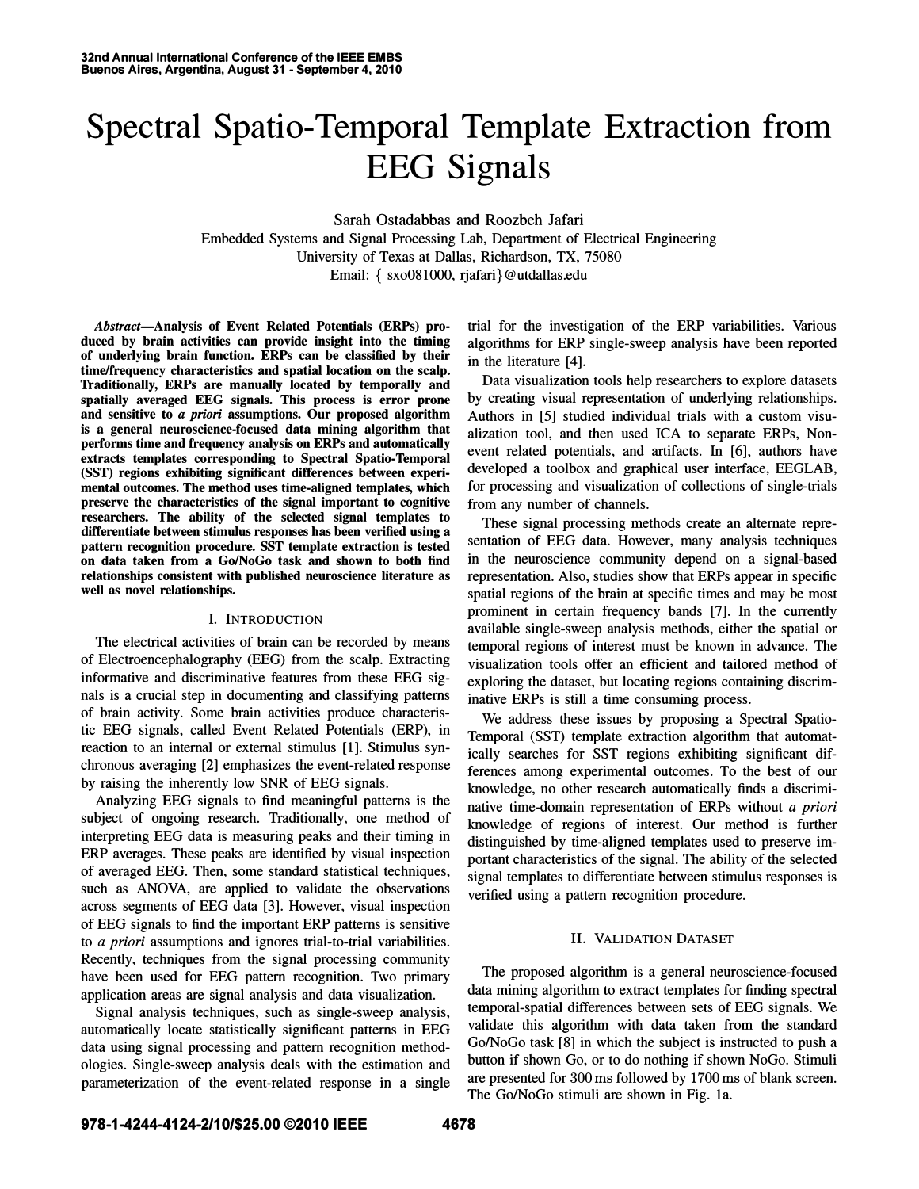# Spectral Spatio-Temporal Template Extraction from EEG Signals

Sarah Ostadabbas and Roozbeh Jafari

Embedded Systems and Signal Processing Lab, Department of Electrical Engineering
University of Texas at Dallas, Richardson, TX, 75080
Email: { sxo081000, rjafari}@utdallas.edu

***Abstract*—Analysis of Event Related Potentials (ERPs) produced by brain activities can provide insight into the timing of underlying brain function. ERPs can be classified by their time/frequency characteristics and spatial location on the scalp. Traditionally, ERPs are manually located by temporally and spatially averaged EEG signals. This process is error prone and sensitive to *a priori* assumptions. Our proposed algorithm is a general neuroscience-focused data mining algorithm that performs time and frequency analysis on ERPs and automatically extracts templates corresponding to Spectral Spatio-Temporal (SST) regions exhibiting significant differences between experimental outcomes. The method uses time-aligned templates, which preserve the characteristics of the signal important to cognitive researchers. The ability of the selected signal templates to differentiate between stimulus responses has been verified using a pattern recognition procedure. SST template extraction is tested on data taken from a Go/NoGo task and shown to both find relationships consistent with published neuroscience literature as well as novel relationships.**

## I. Introduction

The electrical activities of brain can be recorded by means of Electroencephalography (EEG) from the scalp. Extracting informative and discriminative features from these EEG signals is a crucial step in documenting and classifying patterns of brain activity. Some brain activities produce characteristic EEG signals, called Event Related Potentials (ERP), in reaction to an internal or external stimulus [1]. Stimulus synchronous averaging [2] emphasizes the event-related response by raising the inherently low SNR of EEG signals.

Analyzing EEG signals to find meaningful patterns is the subject of ongoing research. Traditionally, one method of interpreting EEG data is measuring peaks and their timing in ERP averages. These peaks are identified by visual inspection of averaged EEG. Then, some standard statistical techniques, such as ANOVA, are applied to validate the observations across segments of EEG data [3]. However, visual inspection of EEG signals to find the important ERP patterns is sensitive to *a priori* assumptions and ignores trial-to-trial variabilities. Recently, techniques from the signal processing community have been used for EEG pattern recognition. Two primary application areas are signal analysis and data visualization.

Signal analysis techniques, such as single-sweep analysis, automatically locate statistically significant patterns in EEG data using signal processing and pattern recognition methodologies. Single-sweep analysis deals with the estimation and parameterization of the event-related response in a single trial for the investigation of the ERP variabilities. Various algorithms for ERP single-sweep analysis have been reported in the literature [4].

Data visualization tools help researchers to explore datasets by creating visual representation of underlying relationships. Authors in [5] studied individual trials with a custom visualization tool, and then used ICA to separate ERPs, Non-event related potentials, and artifacts. In [6], authors have developed a toolbox and graphical user interface, EEGLAB, for processing and visualization of collections of single-trials from any number of channels.

These signal processing methods create an alternate representation of EEG data. However, many analysis techniques in the neuroscience community depend on a signal-based representation. Also, studies show that ERPs appear in specific spatial regions of the brain at specific times and may be most prominent in certain frequency bands [7]. In the currently available single-sweep analysis methods, either the spatial or temporal regions of interest must be known in advance. The visualization tools offer an efficient and tailored method of exploring the dataset, but locating regions containing discriminative ERPs is still a time consuming process.

We address these issues by proposing a Spectral Spatio-Temporal (SST) template extraction algorithm that automatically searches for SST regions exhibiting significant differences among experimental outcomes. To the best of our knowledge, no other research automatically finds a discriminative time-domain representation of ERPs without *a priori* knowledge of regions of interest. Our method is further distinguished by time-aligned templates used to preserve important characteristics of the signal. The ability of the selected signal templates to differentiate between stimulus responses is verified using a pattern recognition procedure.

## II. Validation Dataset

The proposed algorithm is a general neuroscience-focused data mining algorithm to extract templates for finding spectral temporal-spatial differences between sets of EEG signals. We validate this algorithm with data taken from the standard Go/NoGo task [8] in which the subject is instructed to push a button if shown Go, or to do nothing if shown NoGo. Stimuli are presented for 300 ms followed by 1700 ms of blank screen. The Go/NoGo stimuli are shown in Fig. 1a.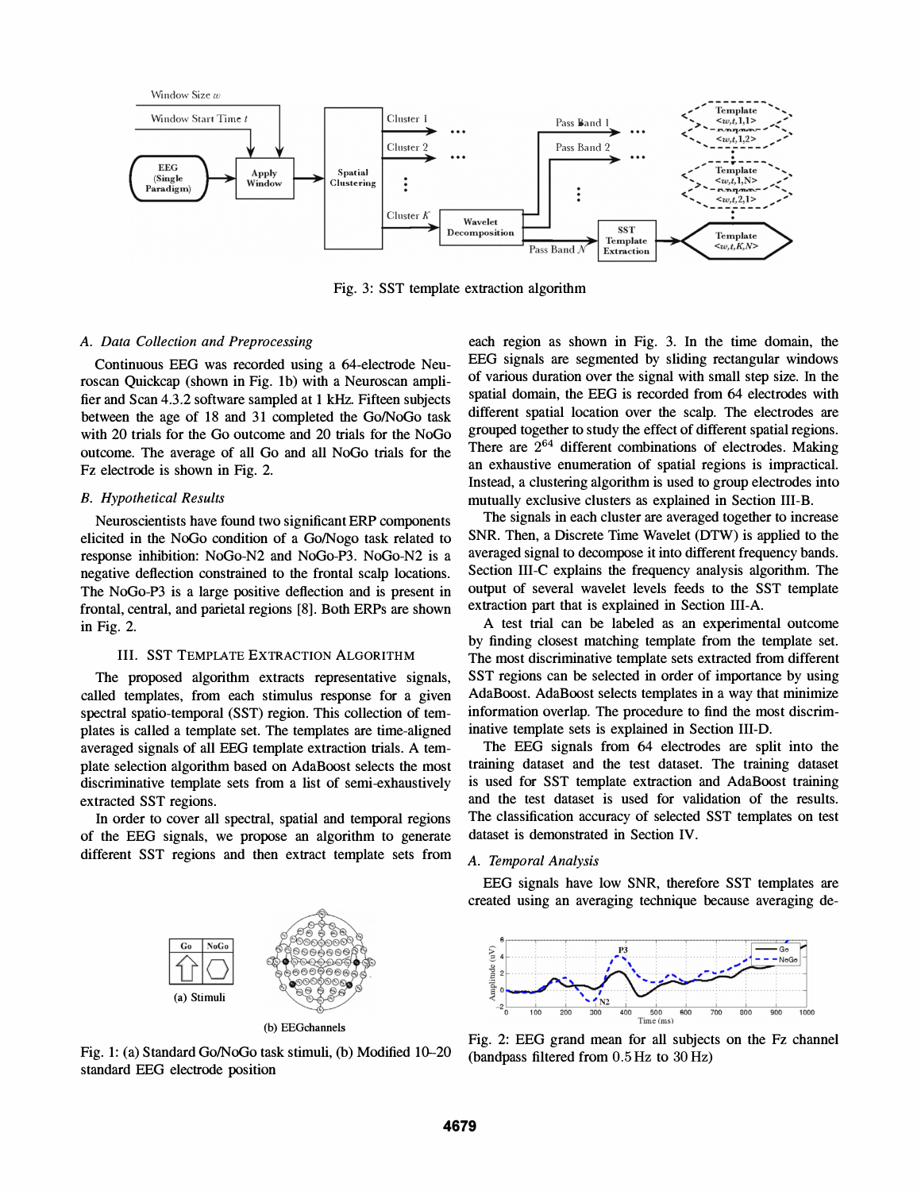Fig. 3: SST template extraction algorithm

### A. Data Collection and Preprocessing

Continuous EEG was recorded using a 64-electrode Neuroscan Quickcap (shown in Fig. 1b) with a Neuroscan amplifier and Scan 4.3.2 software sampled at 1 kHz. Fifteen subjects between the age of 18 and 31 completed the Go/NoGo task with 20 trials for the Go outcome and 20 trials for the NoGo outcome. The average of all Go and all NoGo trials for the Fz electrode is shown in Fig. 2.

### B. Hypothetical Results

Neuroscientists have found two significant ERP components elicited in the NoGo condition of a Go/Nogo task related to response inhibition: NoGo-N2 and NoGo-P3. NoGo-N2 is a negative deflection constrained to the frontal scalp locations. The NoGo-P3 is a large positive deflection and is present in frontal, central, and parietal regions [8]. Both ERPs are shown in Fig. 2.

## III. SST Template Extraction Algorithm

The proposed algorithm extracts representative signals, called templates, from each stimulus response for a given spectral spatio-temporal (SST) region. This collection of templates is called a template set. The templates are time-aligned averaged signals of all EEG template extraction trials. A template selection algorithm based on AdaBoost selects the most discriminative template sets from a list of semi-exhaustively extracted SST regions.

In order to cover all spectral, spatial and temporal regions of the EEG signals, we propose an algorithm to generate different SST regions and then extract template sets from each region as shown in Fig. 3. In the time domain, the EEG signals are segmented by sliding rectangular windows of various duration over the signal with small step size. In the spatial domain, the EEG is recorded from 64 electrodes with different spatial location over the scalp. The electrodes are grouped together to study the effect of different spatial regions. There are $2^{64}$ different combinations of electrodes. Making an exhaustive enumeration of spatial regions is impractical. Instead, a clustering algorithm is used to group electrodes into mutually exclusive clusters as explained in Section III-B.

The signals in each cluster are averaged together to increase SNR. Then, a Discrete Time Wavelet (DTW) is applied to the averaged signal to decompose it into different frequency bands. Section III-C explains the frequency analysis algorithm. The output of several wavelet levels feeds to the SST template extraction part that is explained in Section III-A.

A test trial can be labeled as an experimental outcome by finding closest matching template from the template set. The most discriminative template sets extracted from different SST regions can be selected in order of importance by using AdaBoost. AdaBoost selects templates in a way that minimize information overlap. The procedure to find the most discriminative template sets is explained in Section III-D.

The EEG signals from 64 electrodes are split into the training dataset and the test dataset. The training dataset is used for SST template extraction and AdaBoost training and the test dataset is used for validation of the results. The classification accuracy of selected SST templates on test dataset is demonstrated in Section IV.

### A. Temporal Analysis

EEG signals have low SNR, therefore SST templates are created using an averaging technique because averaging de-

Fig. 1: (a) Standard Go/NoGo task stimuli, (b) Modified 10–20 standard EEG electrode position

Fig. 2: EEG grand mean for all subjects on the Fz channel (bandpass filtered from 0.5 Hz to 30 Hz)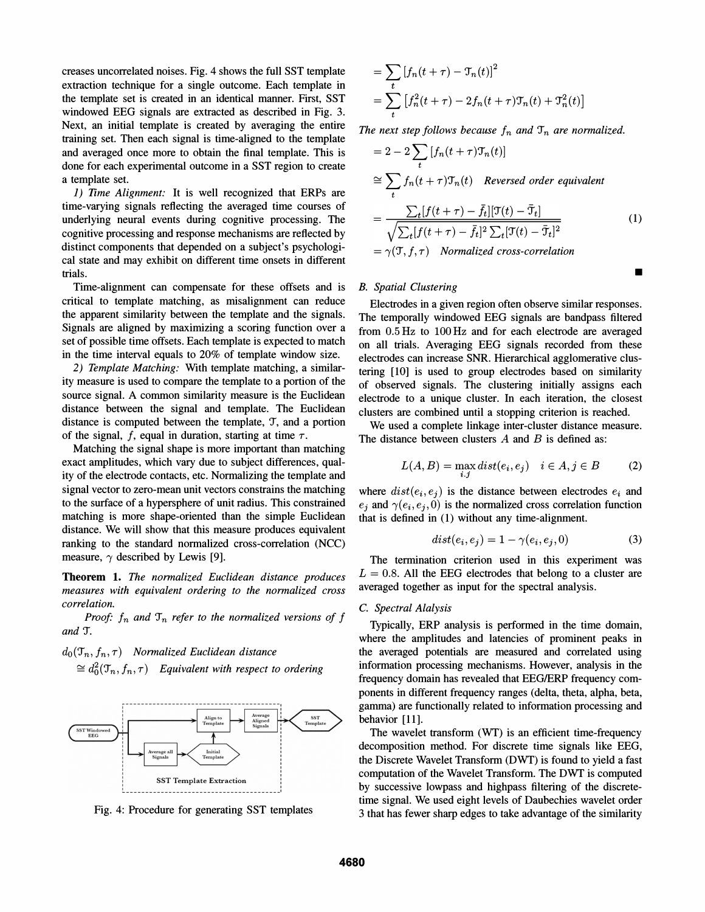creases uncorrelated noises. Fig. 4 shows the full SST template extraction technique for a single outcome. Each template in the template set is created in an identical manner. First, SST windowed EEG signals are extracted as described in Fig. 3. Next, an initial template is created by averaging the entire training set. Then each signal is time-aligned to the template and averaged once more to obtain the final template. This is done for each experimental outcome in a SST region to create a template set.

*1) Time Alignment:* It is well recognized that ERPs are time-varying signals reflecting the averaged time courses of underlying neural events during cognitive processing. The cognitive processing and response mechanisms are reflected by distinct components that depended on a subject's psychological state and may exhibit on different time onsets in different trials.

Time-alignment can compensate for these offsets and is critical to template matching, as misalignment can reduce the apparent similarity between the template and the signals. Signals are aligned by maximizing a scoring function over a set of possible time offsets. Each template is expected to match in the time interval equals to 20% of template window size.

*2) Template Matching:* With template matching, a similarity measure is used to compare the template to a portion of the source signal. A common similarity measure is the Euclidean distance between the signal and template. The Euclidean distance is computed between the template, $\mathcal{T}$, and a portion of the signal, $f$, equal in duration, starting at time $\tau$.

Matching the signal shape is more important than matching exact amplitudes, which vary due to subject differences, quality of the electrode contacts, etc. Normalizing the template and signal vector to zero-mean unit vectors constrains the matching to the surface of a hypersphere of unit radius. This constrained matching is more shape-oriented than the simple Euclidean distance. We will show that this measure produces equivalent ranking to the standard normalized cross-correlation (NCC) measure, $\gamma$ described by Lewis [9].

**Theorem 1.** *The normalized Euclidean distance produces measures with equivalent ordering to the normalized cross correlation.*

*Proof: $f_n$ and $\mathcal{T}_n$ refer to the normalized versions of $f$ and $\mathcal{T}$.*

$$d_0(\mathcal{T}_n, f_n, \tau) \quad \textit{Normalized Euclidean distance}$$

$$\cong d_0^2(\mathcal{T}_n, f_n, \tau) \quad \textit{Equivalent with respect to ordering}$$

$$= \sum_t \left[f_n(t+\tau) - \mathcal{T}_n(t)\right]^2$$

$$= \sum_t \left[f_n^2(t+\tau) - 2f_n(t+\tau)\mathcal{T}_n(t) + \mathcal{T}_n^2(t)\right]$$

*The next step follows because $f_n$ and $\mathcal{T}_n$ are normalized.*

$$= 2 - 2\sum_t \left[f_n(t+\tau)\mathcal{T}_n(t)\right]$$

$$\cong \sum_t f_n(t+\tau)\mathcal{T}_n(t) \quad \textit{Reversed order equivalent}$$

$$= \frac{\sum_t [f(t+\tau) - \bar{f}_t][\mathcal{T}(t) - \bar{\mathcal{T}}_t]}{\sqrt{\sum_t [f(t+\tau) - \bar{f}_t]^2 \sum_t [\mathcal{T}(t) - \bar{\mathcal{T}}_t]^2}} \tag{1}$$

$$= \gamma(\mathcal{T}, f, \tau) \quad \textit{Normalized cross-correlation}$$

■

Fig. 4: Procedure for generating SST templates

### B. Spatial Clustering

Electrodes in a given region often observe similar responses. The temporally windowed EEG signals are bandpass filtered from 0.5 Hz to 100 Hz and for each electrode are averaged on all trials. Averaging EEG signals recorded from these electrodes can increase SNR. Hierarchical agglomerative clustering [10] is used to group electrodes based on similarity of observed signals. The clustering initially assigns each electrode to a unique cluster. In each iteration, the closest clusters are combined until a stopping criterion is reached.

We used a complete linkage inter-cluster distance measure. The distance between clusters $A$ and $B$ is defined as:

$$L(A, B) = \max_{i,j} dist(e_i, e_j) \quad i \in A, j \in B \tag{2}$$

where $dist(e_i, e_j)$ is the distance between electrodes $e_i$ and $e_j$ and $\gamma(e_i, e_j, 0)$ is the normalized cross correlation function that is defined in (1) without any time-alignment.

$$dist(e_i, e_j) = 1 - \gamma(e_i, e_j, 0) \tag{3}$$

The termination criterion used in this experiment was $L = 0.8$. All the EEG electrodes that belong to a cluster are averaged together as input for the spectral analysis.

### C. Spectral Alalysis

Typically, ERP analysis is performed in the time domain, where the amplitudes and latencies of prominent peaks in the averaged potentials are measured and correlated using information processing mechanisms. However, analysis in the frequency domain has revealed that EEG/ERP frequency components in different frequency ranges (delta, theta, alpha, beta, gamma) are functionally related to information processing and behavior [11].

The wavelet transform (WT) is an efficient time-frequency decomposition method. For discrete time signals like EEG, the Discrete Wavelet Transform (DWT) is found to yield a fast computation of the Wavelet Transform. The DWT is computed by successive lowpass and highpass filtering of the discrete-time signal. We used eight levels of Daubechies wavelet order 3 that has fewer sharp edges to take advantage of the similarity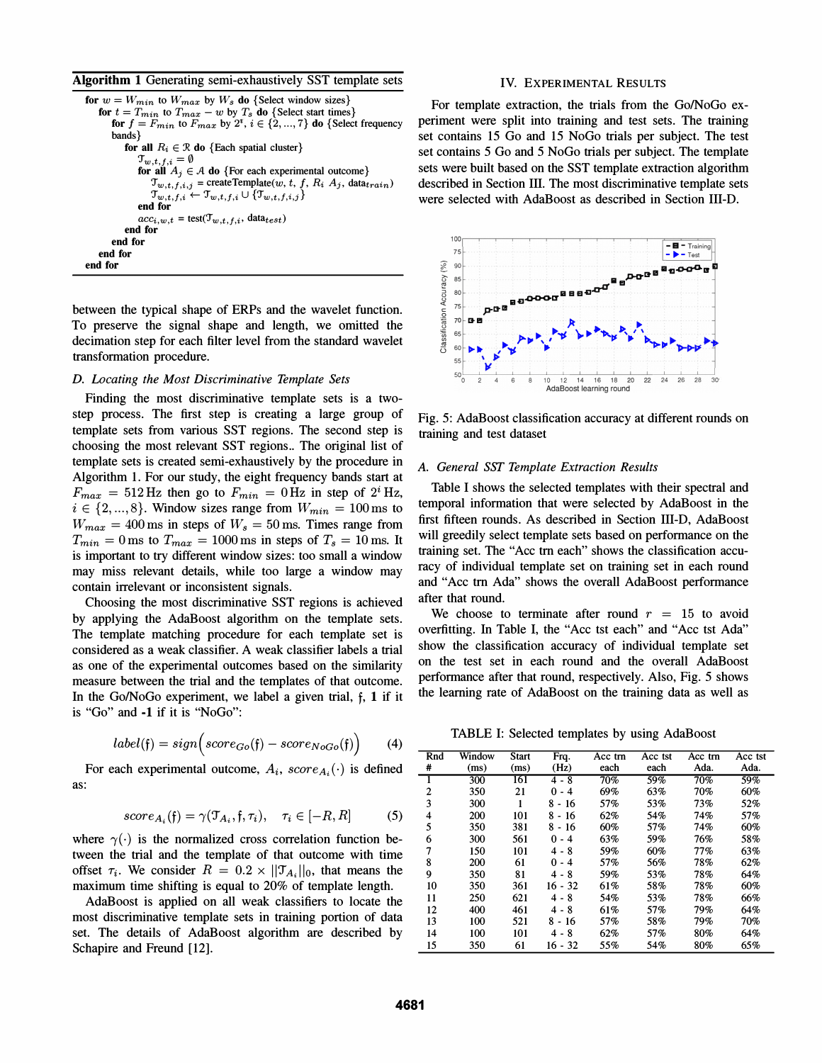**Algorithm 1** Generating semi-exhaustively SST template sets

```
for w = W_min to W_max by W_s do {Select window sizes}
  for t = T_min to T_max − w by T_s do {Select start times}
    for f = F_min to F_max by 2^i, i ∈ {2, ..., 7} do {Select frequency bands}
      for all R_i ∈ ℛ do {Each spatial cluster}
        𝒯_{w,t,f,i} = ∅
        for all A_j ∈ 𝒜 do {For each experimental outcome}
          𝒯_{w,t,f,i,j} = createTemplate(w, t, f, R_i A_j, data_train)
          𝒯_{w,t,f,i} ← 𝒯_{w,t,f,i} ∪ {𝒯_{w,t,f,i,j}}
        end for
        acc_{i,w,t} = test(𝒯_{w,t,f,i}, data_test)
      end for
    end for
  end for
end for
```

between the typical shape of ERPs and the wavelet function. To preserve the signal shape and length, we omitted the decimation step for each filter level from the standard wavelet transformation procedure.

### D. Locating the Most Discriminative Template Sets

Finding the most discriminative template sets is a two-step process. The first step is creating a large group of template sets from various SST regions. The second step is choosing the most relevant SST regions.. The original list of template sets is created semi-exhaustively by the procedure in Algorithm 1. For our study, the eight frequency bands start at $F_{max} = 512$ Hz then go to $F_{min} = 0$ Hz in step of $2^i$ Hz, $i \in \{2, ..., 8\}$. Window sizes range from $W_{min} = 100$ ms to $W_{max} = 400$ ms in steps of $W_s = 50$ ms. Times range from $T_{min} = 0$ ms to $T_{max} = 1000$ ms in steps of $T_s = 10$ ms. It is important to try different window sizes: too small a window may miss relevant details, while too large a window may contain irrelevant or inconsistent signals.

Choosing the most discriminative SST regions is achieved by applying the AdaBoost algorithm on the template sets. The template matching procedure for each template set is considered as a weak classifier. A weak classifier labels a trial as one of the experimental outcomes based on the similarity measure between the trial and the templates of that outcome. In the Go/NoGo experiment, we label a given trial, $\mathfrak{f}$, **1** if it is "Go" and **-1** if it is "NoGo".

$$label(\mathfrak{f}) = sign\Big(score_{Go}(\mathfrak{f}) - score_{NoGo}(\mathfrak{f})\Big) \tag{4}$$

For each experimental outcome, $A_i$, $score_{A_i}(\cdot)$ is defined as:

$$score_{A_i}(\mathfrak{f}) = \gamma(\mathcal{T}_{A_i}, \mathfrak{f}, \tau_i), \quad \tau_i \in [-R, R] \tag{5}$$

where $\gamma(\cdot)$ is the normalized cross correlation function between the trial and the template of that outcome with time offset $\tau_i$. We consider $R = 0.2 \times ||\mathcal{T}_{A_i}||_0$, that means the maximum time shifting is equal to 20% of template length.

AdaBoost is applied on all weak classifiers to locate the most discriminative template sets in training portion of data set. The details of AdaBoost algorithm are described by Schapire and Freund [12].

## IV. Experimental Results

For template extraction, the trials from the Go/NoGo experiment were split into training and test sets. The training set contains 15 Go and 15 NoGo trials per subject. The test set contains 5 Go and 5 NoGo trials per subject. The template sets were built based on the SST template extraction algorithm described in Section III. The most discriminative template sets were selected with AdaBoost as described in Section III-D.

Fig. 5: AdaBoost classification accuracy at different rounds on training and test dataset

### A. General SST Template Extraction Results

Table I shows the selected templates with their spectral and temporal information that were selected by AdaBoost in the first fifteen rounds. As described in Section III-D, AdaBoost will greedily select template sets based on performance on the training set. The "Acc trn each" shows the classification accuracy of individual template set on training set in each round and "Acc trn Ada" shows the overall AdaBoost performance after that round.

We choose to terminate after round $r = 15$ to avoid overfitting. In Table I, the "Acc tst each" and "Acc tst Ada" show the classification accuracy of individual template set on the test set in each round and the overall AdaBoost performance after that round, respectively. Also, Fig. 5 shows the learning rate of AdaBoost on the training data as well as

TABLE I: Selected templates by using AdaBoost

| Rnd # | Window (ms) | Start (ms) | Frq. (Hz) | Acc trn each | Acc tst each | Acc trn Ada. | Acc tst Ada. |
|---|---|---|---|---|---|---|---|
| 1 | 300 | 161 | 4 - 8 | 70% | 59% | 70% | 59% |
| 2 | 350 | 21 | 0 - 4 | 69% | 63% | 70% | 60% |
| 3 | 300 | 1 | 8 - 16 | 57% | 53% | 73% | 52% |
| 4 | 200 | 101 | 8 - 16 | 62% | 54% | 74% | 57% |
| 5 | 350 | 381 | 8 - 16 | 60% | 57% | 74% | 60% |
| 6 | 300 | 561 | 0 - 4 | 63% | 59% | 76% | 58% |
| 7 | 150 | 101 | 4 - 8 | 59% | 60% | 77% | 63% |
| 8 | 200 | 61 | 0 - 4 | 57% | 56% | 78% | 62% |
| 9 | 350 | 81 | 4 - 8 | 59% | 53% | 78% | 64% |
| 10 | 350 | 361 | 16 - 32 | 61% | 58% | 78% | 60% |
| 11 | 250 | 621 | 4 - 8 | 54% | 53% | 78% | 66% |
| 12 | 400 | 461 | 4 - 8 | 61% | 57% | 79% | 64% |
| 13 | 100 | 521 | 8 - 16 | 57% | 58% | 79% | 70% |
| 14 | 100 | 101 | 4 - 8 | 62% | 57% | 80% | 64% |
| 15 | 350 | 61 | 16 - 32 | 55% | 54% | 80% | 65% |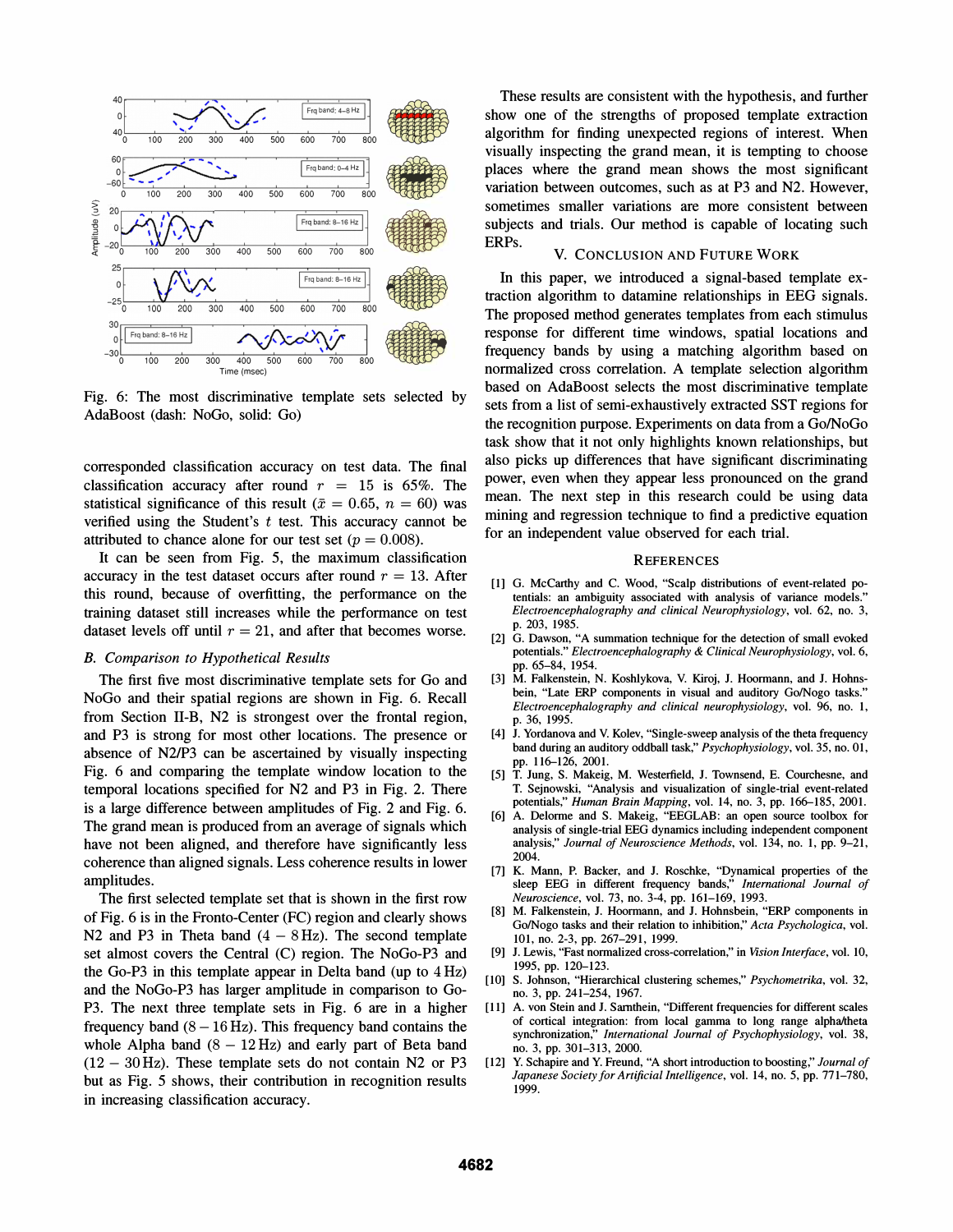40
0
40
Frq band: 4–8 Hz
0 100 200 300 400 500 600 700 800

60
0
−60
Frq band: 0–4 Hz
0 100 200 300 400 500 600 700 800

Amplitude (uV)

20
0
−20
Frq band: 8–16 Hz
0 100 200 300 400 500 600 700 800

25
0
−25
Frq band: 8–16 Hz
0 100 200 300 400 500 600 700 800

30
0
−30
Frq band: 8–16 Hz
0 100 200 300 400 500 600 700 800
Time (msec)

Fig. 6: The most discriminative template sets selected by AdaBoost (dash: NoGo, solid: Go)

corresponded classification accuracy on test data. The final classification accuracy after round $r = 15$ is 65%. The statistical significance of this result ($\bar{x} = 0.65$, $n = 60$) was verified using the Student's $t$ test. This accuracy cannot be attributed to chance alone for our test set ($p = 0.008$).

It can be seen from Fig. 5, the maximum classification accuracy in the test dataset occurs after round $r = 13$. After this round, because of overfitting, the performance on the training dataset still increases while the performance on test dataset levels off until $r = 21$, and after that becomes worse.

### B. Comparison to Hypothetical Results

The first five most discriminative template sets for Go and NoGo and their spatial regions are shown in Fig. 6. Recall from Section II-B, N2 is strongest over the frontal region, and P3 is strong for most other locations. The presence or absence of N2/P3 can be ascertained by visually inspecting Fig. 6 and comparing the template window location to the temporal locations specified for N2 and P3 in Fig. 2. There is a large difference between amplitudes of Fig. 2 and Fig. 6. The grand mean is produced from an average of signals which have not been aligned, and therefore have significantly less coherence than aligned signals. Less coherence results in lower amplitudes.

The first selected template set that is shown in the first row of Fig. 6 is in the Fronto-Center (FC) region and clearly shows N2 and P3 in Theta band ($4 - 8$ Hz). The second template set almost covers the Central (C) region. The NoGo-P3 and the Go-P3 in this template appear in Delta band (up to 4 Hz) and the NoGo-P3 has larger amplitude in comparison to Go-P3. The next three template sets in Fig. 6 are in a higher frequency band ($8 - 16$ Hz). This frequency band contains the whole Alpha band ($8 - 12$ Hz) and early part of Beta band ($12 - 30$ Hz). These template sets do not contain N2 or P3 but as Fig. 5 shows, their contribution in recognition results in increasing classification accuracy.

These results are consistent with the hypothesis, and further show one of the strengths of proposed template extraction algorithm for finding unexpected regions of interest. When visually inspecting the grand mean, it is tempting to choose places where the grand mean shows the most significant variation between outcomes, such as at P3 and N2. However, sometimes smaller variations are more consistent between subjects and trials. Our method is capable of locating such ERPs.

## V. Conclusion and Future Work

In this paper, we introduced a signal-based template extraction algorithm to datamine relationships in EEG signals. The proposed method generates templates from each stimulus response for different time windows, spatial locations and frequency bands by using a matching algorithm based on normalized cross correlation. A template selection algorithm based on AdaBoost selects the most discriminative template sets from a list of semi-exhaustively extracted SST regions for the recognition purpose. Experiments on data from a Go/NoGo task show that it not only highlights known relationships, but also picks up differences that have significant discriminating power, even when they appear less pronounced on the grand mean. The next step in this research could be using data mining and regression technique to find a predictive equation for an independent value observed for each trial.

## References

[1] G. McCarthy and C. Wood, "Scalp distributions of event-related potentials: an ambiguity associated with analysis of variance models." *Electroencephalography and clinical Neurophysiology*, vol. 62, no. 3, p. 203, 1985.

[2] G. Dawson, "A summation technique for the detection of small evoked potentials." *Electroencephalography & Clinical Neurophysiology*, vol. 6, pp. 65–84, 1954.

[3] M. Falkenstein, N. Koshlykova, V. Kiroj, J. Hoormann, and J. Hohnsbein, "Late ERP components in visual and auditory Go/Nogo tasks." *Electroencephalography and clinical neurophysiology*, vol. 96, no. 1, p. 36, 1995.

[4] J. Yordanova and V. Kolev, "Single-sweep analysis of the theta frequency band during an auditory oddball task," *Psychophysiology*, vol. 35, no. 01, pp. 116–126, 2001.

[5] T. Jung, S. Makeig, M. Westerfield, J. Townsend, E. Courchesne, and T. Sejnowski, "Analysis and visualization of single-trial event-related potentials," *Human Brain Mapping*, vol. 14, no. 3, pp. 166–185, 2001.

[6] A. Delorme and S. Makeig, "EEGLAB: an open source toolbox for analysis of single-trial EEG dynamics including independent component analysis," *Journal of Neuroscience Methods*, vol. 134, no. 1, pp. 9–21, 2004.

[7] K. Mann, P. Backer, and J. Roschke, "Dynamical properties of the sleep EEG in different frequency bands," *International Journal of Neuroscience*, vol. 73, no. 3-4, pp. 161–169, 1993.

[8] M. Falkenstein, J. Hoormann, and J. Hohnsbein, "ERP components in Go/Nogo tasks and their relation to inhibition," *Acta Psychologica*, vol. 101, no. 2-3, pp. 267–291, 1999.

[9] J. Lewis, "Fast normalized cross-correlation," in *Vision Interface*, vol. 10, 1995, pp. 120–123.

[10] S. Johnson, "Hierarchical clustering schemes," *Psychometrika*, vol. 32, no. 3, pp. 241–254, 1967.

[11] A. von Stein and J. Sarnthein, "Different frequencies for different scales of cortical integration: from local gamma to long range alpha/theta synchronization," *International Journal of Psychophysiology*, vol. 38, no. 3, pp. 301–313, 2000.

[12] Y. Schapire and Y. Freund, "A short introduction to boosting," *Journal of Japanese Society for Artificial Intelligence*, vol. 14, no. 5, pp. 771–780, 1999.